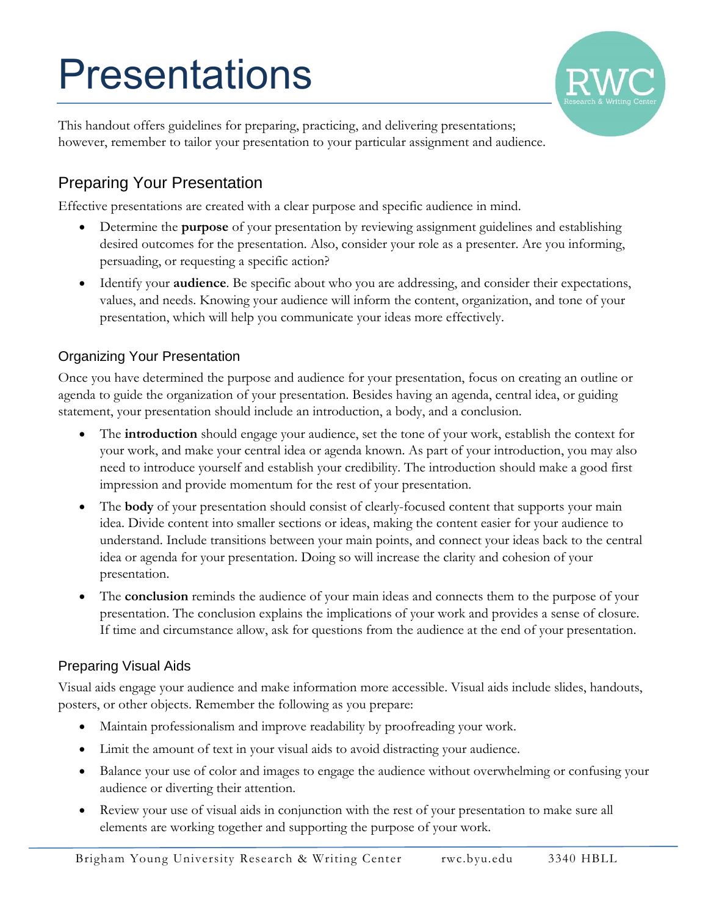# Presentations

This handout offers guidelines for preparing, practicing, and delivering presentations; however, remember to tailor your presentation to your particular assignment and audience.

## Preparing Your Presentation

Effective presentations are created with a clear purpose and specific audience in mind.

- Determine the **purpose** of your presentation by reviewing assignment guidelines and establishing desired outcomes for the presentation. Also, consider your role as a presenter. Are you informing, persuading, or requesting a specific action?
- Identify your **audience**. Be specific about who you are addressing, and consider their expectations, values, and needs. Knowing your audience will inform the content, organization, and tone of your presentation, which will help you communicate your ideas more effectively.

### Organizing Your Presentation

Once you have determined the purpose and audience for your presentation, focus on creating an outline or agenda to guide the organization of your presentation. Besides having an agenda, central idea, or guiding statement, your presentation should include an introduction, a body, and a conclusion.

- The **introduction** should engage your audience, set the tone of your work, establish the context for your work, and make your central idea or agenda known. As part of your introduction, you may also need to introduce yourself and establish your credibility. The introduction should make a good first impression and provide momentum for the rest of your presentation.
- The **body** of your presentation should consist of clearly-focused content that supports your main idea. Divide content into smaller sections or ideas, making the content easier for your audience to understand. Include transitions between your main points, and connect your ideas back to the central idea or agenda for your presentation. Doing so will increase the clarity and cohesion of your presentation.
- The **conclusion** reminds the audience of your main ideas and connects them to the purpose of your presentation. The conclusion explains the implications of your work and provides a sense of closure. If time and circumstance allow, ask for questions from the audience at the end of your presentation.

### Preparing Visual Aids

Visual aids engage your audience and make information more accessible. Visual aids include slides, handouts, posters, or other objects. Remember the following as you prepare:

- Maintain professionalism and improve readability by proofreading your work.
- Limit the amount of text in your visual aids to avoid distracting your audience.
- Balance your use of color and images to engage the audience without overwhelming or confusing your audience or diverting their attention.
- Review your use of visual aids in conjunction with the rest of your presentation to make sure all elements are working together and supporting the purpose of your work.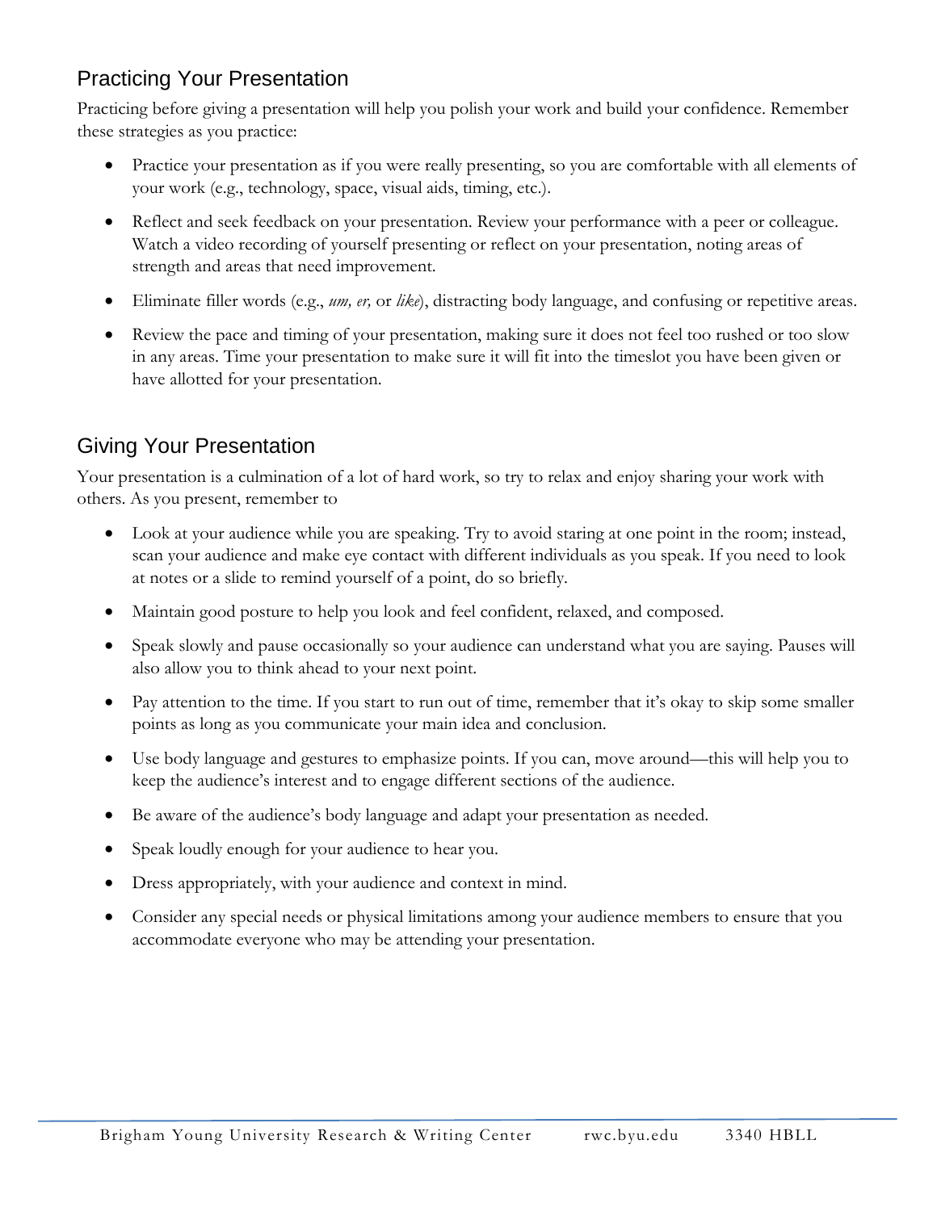## Practicing Your Presentation

Practicing before giving a presentation will help you polish your work and build your confidence. Remember these strategies as you practice:

- Practice your presentation as if you were really presenting, so you are comfortable with all elements of your work (e.g., technology, space, visual aids, timing, etc.).
- Reflect and seek feedback on your presentation. Review your performance with a peer or colleague. Watch a video recording of yourself presenting or reflect on your presentation, noting areas of strength and areas that need improvement.
- Eliminate filler words (e.g., *um, er,* or *like*), distracting body language, and confusing or repetitive areas.
- Review the pace and timing of your presentation, making sure it does not feel too rushed or too slow in any areas. Time your presentation to make sure it will fit into the timeslot you have been given or have allotted for your presentation.

## Giving Your Presentation

Your presentation is a culmination of a lot of hard work, so try to relax and enjoy sharing your work with others. As you present, remember to

- Look at your audience while you are speaking. Try to avoid staring at one point in the room; instead, scan your audience and make eye contact with different individuals as you speak. If you need to look at notes or a slide to remind yourself of a point, do so briefly.
- Maintain good posture to help you look and feel confident, relaxed, and composed.
- Speak slowly and pause occasionally so your audience can understand what you are saying. Pauses will also allow you to think ahead to your next point.
- Pay attention to the time. If you start to run out of time, remember that it's okay to skip some smaller points as long as you communicate your main idea and conclusion.
- Use body language and gestures to emphasize points. If you can, move around—this will help you to keep the audience's interest and to engage different sections of the audience.
- Be aware of the audience's body language and adapt your presentation as needed.
- Speak loudly enough for your audience to hear you.
- Dress appropriately, with your audience and context in mind.
- Consider any special needs or physical limitations among your audience members to ensure that you accommodate everyone who may be attending your presentation.